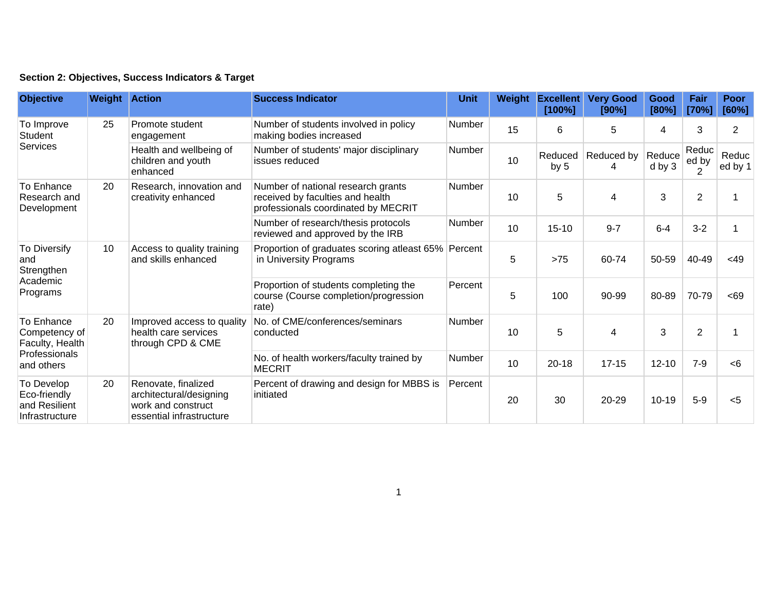**Section 2: Objectives, Success Indicators & Target**

| Objective | Weight | Action | Success Indicator | Unit | Weight | Excellent [100%] | Very Good [90%] | Good [80%] | Fair [70%] | Poor [60%] |
|---|---|---|---|---|---|---|---|---|---|---|
| To Improve Student Services | 25 | Promote student engagement | Number of students involved in policy making bodies increased | Number | 15 | 6 | 5 | 4 | 3 | 2 |
| | | Health and wellbeing of children and youth enhanced | Number of students' major disciplinary issues reduced | Number | 10 | Reduced by 5 | Reduced by 4 | Reduced by 3 | Reduced by 2 | Reduced by 1 |
| To Enhance Research and Development | 20 | Research, innovation and creativity enhanced | Number of national research grants received by faculties and health professionals coordinated by MECRIT | Number | 10 | 5 | 4 | 3 | 2 | 1 |
| | | | Number of research/thesis protocols reviewed and approved by the IRB | Number | 10 | 15-10 | 9-7 | 6-4 | 3-2 | 1 |
| To Diversify and Strengthen Academic Programs | 10 | Access to quality training and skills enhanced | Proportion of graduates scoring atleast 65% in University Programs | Percent | 5 | >75 | 60-74 | 50-59 | 40-49 | <49 |
| | | | Proportion of students completing the course (Course completion/progression rate) | Percent | 5 | 100 | 90-99 | 80-89 | 70-79 | <69 |
| To Enhance Competency of Faculty, Health Professionals and others | 20 | Improved access to quality health care services through CPD & CME | No. of CME/conferences/seminars conducted | Number | 10 | 5 | 4 | 3 | 2 | 1 |
| | | | No. of health workers/faculty trained by MECRIT | Number | 10 | 20-18 | 17-15 | 12-10 | 7-9 | <6 |
| To Develop Eco-friendly and Resilient Infrastructure | 20 | Renovate, finalized architectural/designing work and construct essential infrastructure | Percent of drawing and design for MBBS is initiated | Percent | 20 | 30 | 20-29 | 10-19 | 5-9 | <5 |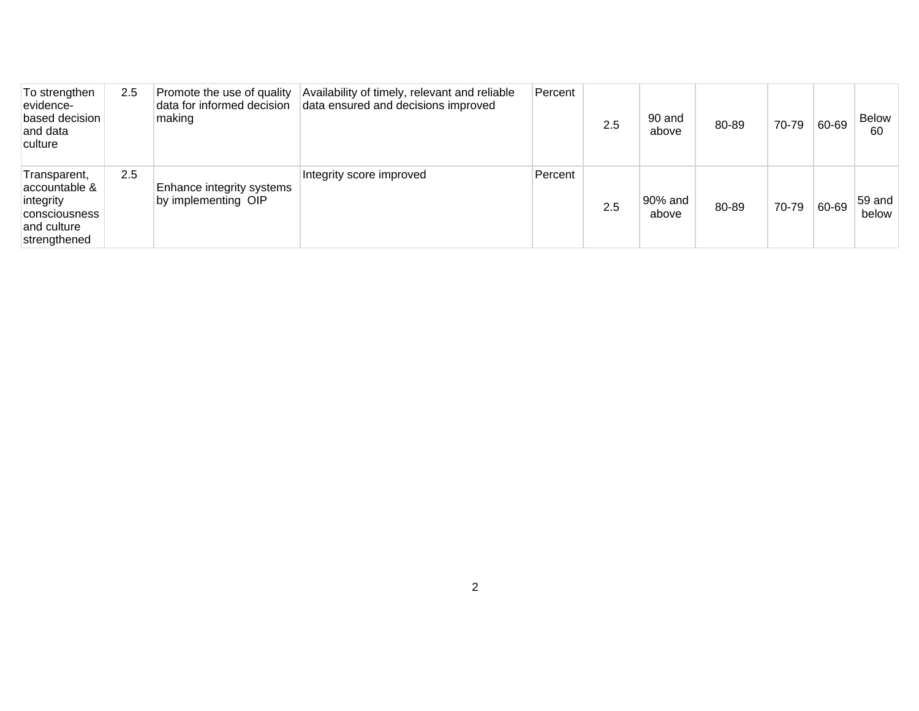| | | | | | | | | | | |
|---|---|---|---|---|---|---|---|---|---|---|
| To strengthen evidence-based decision and data culture | 2.5 | Promote the use of quality data for informed decision making | Availability of timely, relevant and reliable data ensured and decisions improved | Percent | 2.5 | 90 and above | 80-89 | 70-79 | 60-69 | Below 60 |
| Transparent, accountable & integrity consciousness and culture strengthened | 2.5 | Enhance integrity systems by implementing OIP | Integrity score improved | Percent | 2.5 | 90% and above | 80-89 | 70-79 | 60-69 | 59 and below |